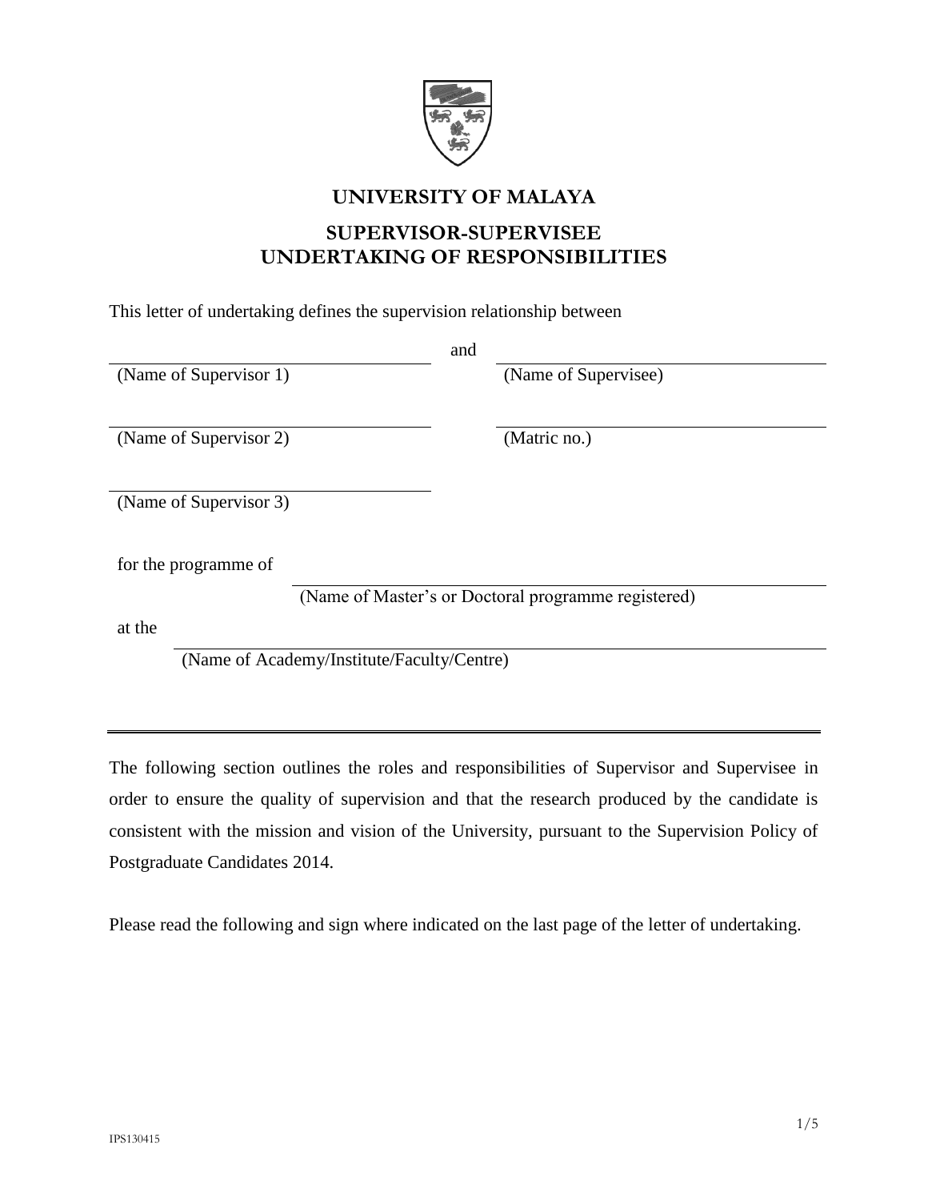# UNIVERSITY OF MALAYA

## SUPERVISOR-SUPERVISEE UNDERTAKING OF RESPONSIBILITIES

This letter of undertaking defines the supervision relationship between

| | | |
|---|---|---|
| ______________________ | and | ______________________ |
| (Name of Supervisor 1) | | (Name of Supervisee) |
| ______________________ | | ______________________ |
| (Name of Supervisor 2) | | (Matric no.) |
| ______________________ | | |
| (Name of Supervisor 3) | | |

for the programme of ______________________________________________

(Name of Master's or Doctoral programme registered)

at the ______________________________________________

(Name of Academy/Institute/Faculty/Centre)

---

The following section outlines the roles and responsibilities of Supervisor and Supervisee in order to ensure the quality of supervision and that the research produced by the candidate is consistent with the mission and vision of the University, pursuant to the Supervision Policy of Postgraduate Candidates 2014.

Please read the following and sign where indicated on the last page of the letter of undertaking.

IPS130415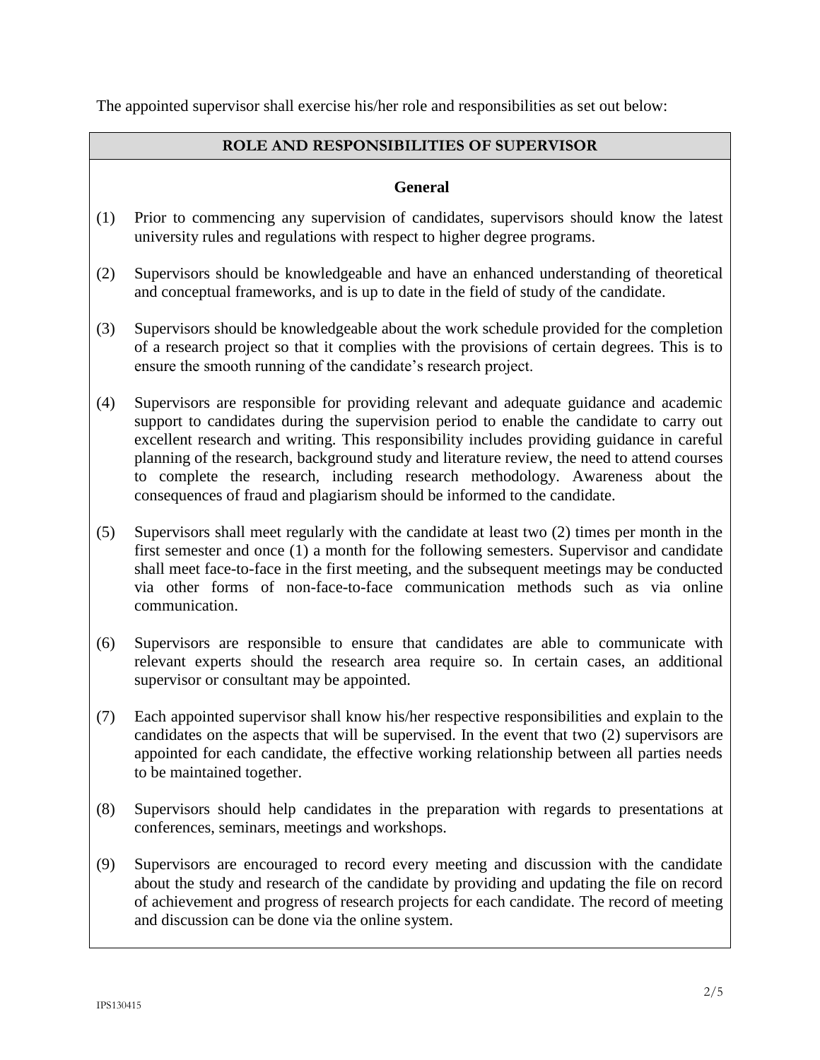The appointed supervisor shall exercise his/her role and responsibilities as set out below:

## ROLE AND RESPONSIBILITIES OF SUPERVISOR

### General

(1) Prior to commencing any supervision of candidates, supervisors should know the latest university rules and regulations with respect to higher degree programs.

(2) Supervisors should be knowledgeable and have an enhanced understanding of theoretical and conceptual frameworks, and is up to date in the field of study of the candidate.

(3) Supervisors should be knowledgeable about the work schedule provided for the completion of a research project so that it complies with the provisions of certain degrees. This is to ensure the smooth running of the candidate's research project.

(4) Supervisors are responsible for providing relevant and adequate guidance and academic support to candidates during the supervision period to enable the candidate to carry out excellent research and writing. This responsibility includes providing guidance in careful planning of the research, background study and literature review, the need to attend courses to complete the research, including research methodology. Awareness about the consequences of fraud and plagiarism should be informed to the candidate.

(5) Supervisors shall meet regularly with the candidate at least two (2) times per month in the first semester and once (1) a month for the following semesters. Supervisor and candidate shall meet face-to-face in the first meeting, and the subsequent meetings may be conducted via other forms of non-face-to-face communication methods such as via online communication.

(6) Supervisors are responsible to ensure that candidates are able to communicate with relevant experts should the research area require so. In certain cases, an additional supervisor or consultant may be appointed.

(7) Each appointed supervisor shall know his/her respective responsibilities and explain to the candidates on the aspects that will be supervised. In the event that two (2) supervisors are appointed for each candidate, the effective working relationship between all parties needs to be maintained together.

(8) Supervisors should help candidates in the preparation with regards to presentations at conferences, seminars, meetings and workshops.

(9) Supervisors are encouraged to record every meeting and discussion with the candidate about the study and research of the candidate by providing and updating the file on record of achievement and progress of research projects for each candidate. The record of meeting and discussion can be done via the online system.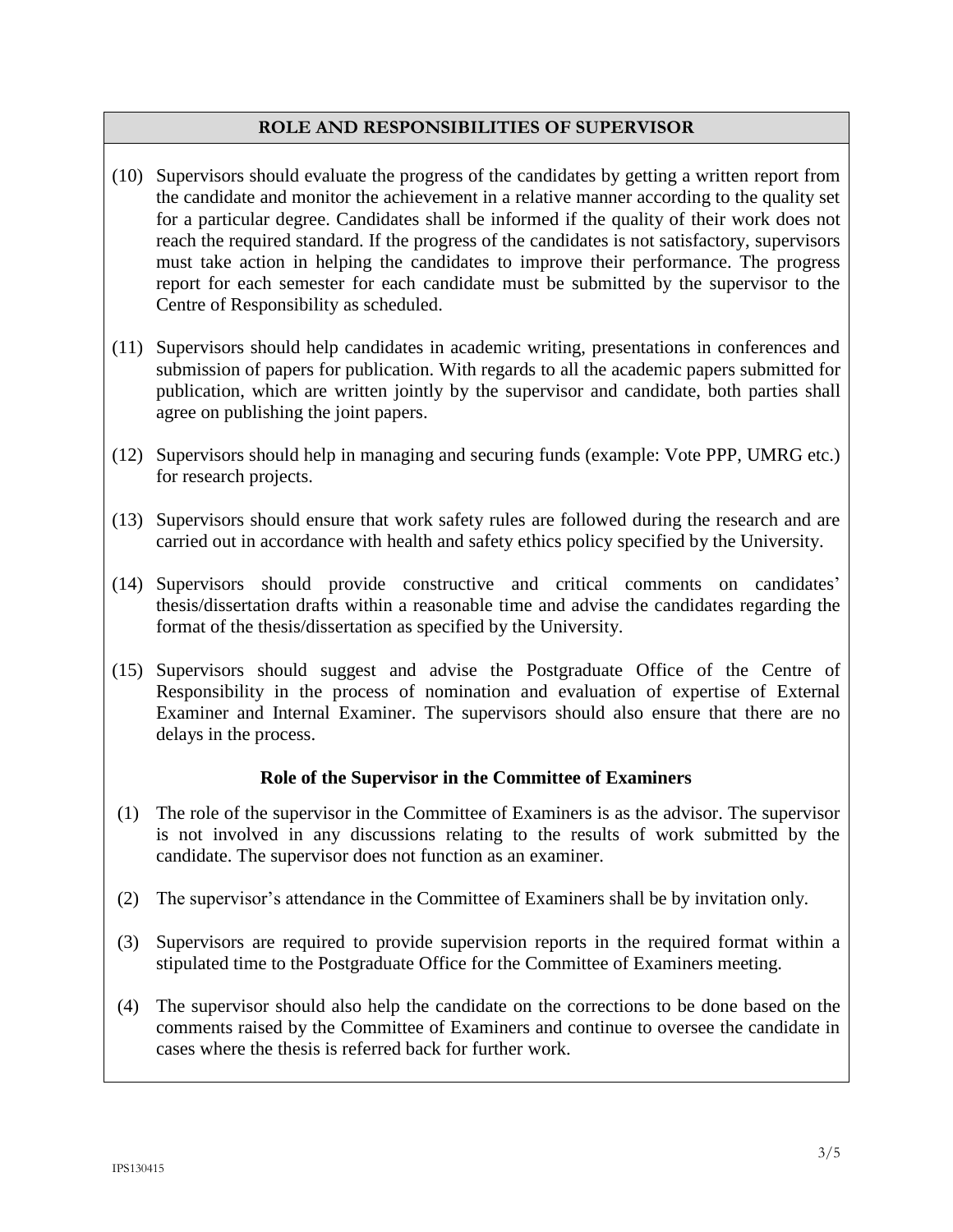## ROLE AND RESPONSIBILITIES OF SUPERVISOR

(10) Supervisors should evaluate the progress of the candidates by getting a written report from the candidate and monitor the achievement in a relative manner according to the quality set for a particular degree. Candidates shall be informed if the quality of their work does not reach the required standard. If the progress of the candidates is not satisfactory, supervisors must take action in helping the candidates to improve their performance. The progress report for each semester for each candidate must be submitted by the supervisor to the Centre of Responsibility as scheduled.

(11) Supervisors should help candidates in academic writing, presentations in conferences and submission of papers for publication. With regards to all the academic papers submitted for publication, which are written jointly by the supervisor and candidate, both parties shall agree on publishing the joint papers.

(12) Supervisors should help in managing and securing funds (example: Vote PPP, UMRG etc.) for research projects.

(13) Supervisors should ensure that work safety rules are followed during the research and are carried out in accordance with health and safety ethics policy specified by the University.

(14) Supervisors should provide constructive and critical comments on candidates' thesis/dissertation drafts within a reasonable time and advise the candidates regarding the format of the thesis/dissertation as specified by the University.

(15) Supervisors should suggest and advise the Postgraduate Office of the Centre of Responsibility in the process of nomination and evaluation of expertise of External Examiner and Internal Examiner. The supervisors should also ensure that there are no delays in the process.

### Role of the Supervisor in the Committee of Examiners

(1) The role of the supervisor in the Committee of Examiners is as the advisor. The supervisor is not involved in any discussions relating to the results of work submitted by the candidate. The supervisor does not function as an examiner.

(2) The supervisor's attendance in the Committee of Examiners shall be by invitation only.

(3) Supervisors are required to provide supervision reports in the required format within a stipulated time to the Postgraduate Office for the Committee of Examiners meeting.

(4) The supervisor should also help the candidate on the corrections to be done based on the comments raised by the Committee of Examiners and continue to oversee the candidate in cases where the thesis is referred back for further work.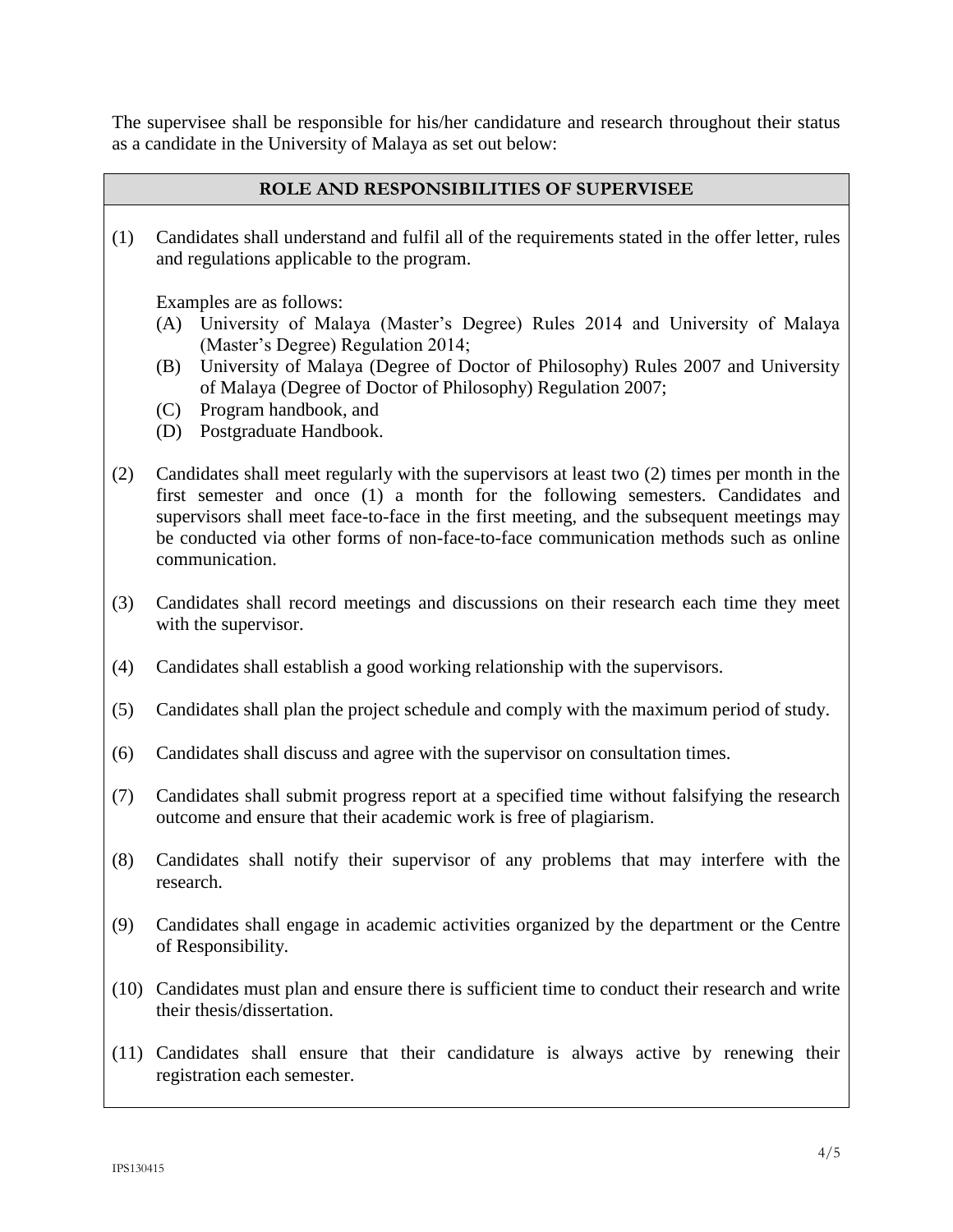The supervisee shall be responsible for his/her candidature and research throughout their status as a candidate in the University of Malaya as set out below:

| ROLE AND RESPONSIBILITIES OF SUPERVISEE |
| --- |

(1) Candidates shall understand and fulfil all of the requirements stated in the offer letter, rules and regulations applicable to the program.

Examples are as follows:

(A) University of Malaya (Master's Degree) Rules 2014 and University of Malaya (Master's Degree) Regulation 2014;
(B) University of Malaya (Degree of Doctor of Philosophy) Rules 2007 and University of Malaya (Degree of Doctor of Philosophy) Regulation 2007;
(C) Program handbook, and
(D) Postgraduate Handbook.

(2) Candidates shall meet regularly with the supervisors at least two (2) times per month in the first semester and once (1) a month for the following semesters. Candidates and supervisors shall meet face-to-face in the first meeting, and the subsequent meetings may be conducted via other forms of non-face-to-face communication methods such as online communication.

(3) Candidates shall record meetings and discussions on their research each time they meet with the supervisor.

(4) Candidates shall establish a good working relationship with the supervisors.

(5) Candidates shall plan the project schedule and comply with the maximum period of study.

(6) Candidates shall discuss and agree with the supervisor on consultation times.

(7) Candidates shall submit progress report at a specified time without falsifying the research outcome and ensure that their academic work is free of plagiarism.

(8) Candidates shall notify their supervisor of any problems that may interfere with the research.

(9) Candidates shall engage in academic activities organized by the department or the Centre of Responsibility.

(10) Candidates must plan and ensure there is sufficient time to conduct their research and write their thesis/dissertation.

(11) Candidates shall ensure that their candidature is always active by renewing their registration each semester.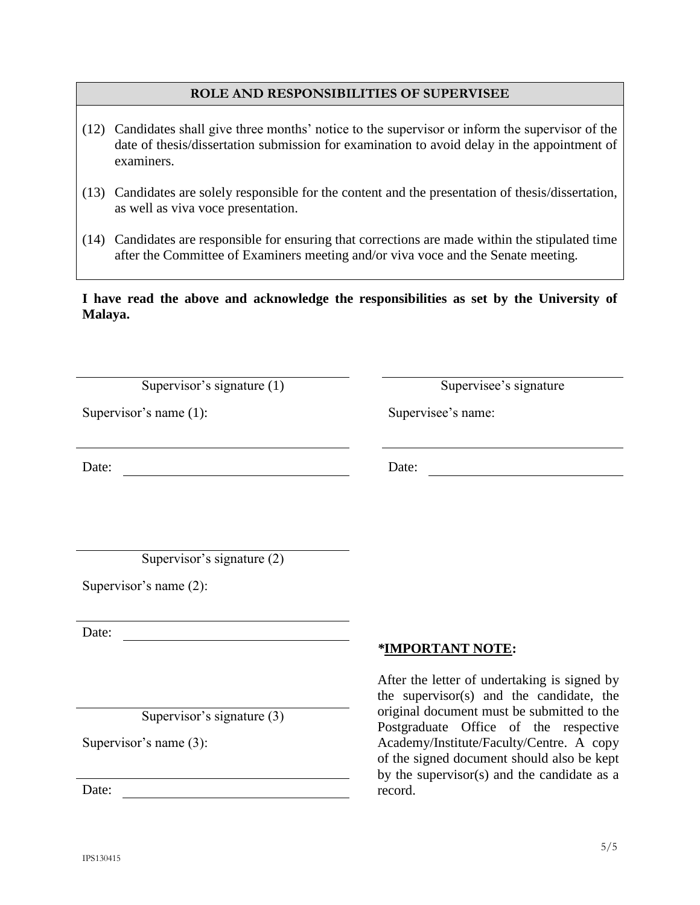## ROLE AND RESPONSIBILITIES OF SUPERVISEE

(12) Candidates shall give three months' notice to the supervisor or inform the supervisor of the date of thesis/dissertation submission for examination to avoid delay in the appointment of examiners.

(13) Candidates are solely responsible for the content and the presentation of thesis/dissertation, as well as viva voce presentation.

(14) Candidates are responsible for ensuring that corrections are made within the stipulated time after the Committee of Examiners meeting and/or viva voce and the Senate meeting.

**I have read the above and acknowledge the responsibilities as set by the University of Malaya.**

\_\_\_\_\_\_\_\_\_\_\_\_\_\_\_\_\_\_\_\_\_\_\_\_\_\_\_\_\_\_
Supervisor's signature (1)

Supervisor's name (1):

\_\_\_\_\_\_\_\_\_\_\_\_\_\_\_\_\_\_\_\_\_\_\_\_\_\_\_\_\_\_

Date: \_\_\_\_\_\_\_\_\_\_\_\_\_\_\_\_\_\_\_\_\_\_\_\_

\_\_\_\_\_\_\_\_\_\_\_\_\_\_\_\_\_\_\_\_\_\_\_\_\_\_\_\_\_\_
Supervisee's signature

Supervisee's name:

\_\_\_\_\_\_\_\_\_\_\_\_\_\_\_\_\_\_\_\_\_\_\_\_\_\_\_\_\_\_

Date: \_\_\_\_\_\_\_\_\_\_\_\_\_\_\_\_\_\_\_\_\_\_\_\_

\_\_\_\_\_\_\_\_\_\_\_\_\_\_\_\_\_\_\_\_\_\_\_\_\_\_\_\_\_\_
Supervisor's signature (2)

Supervisor's name (2):

\_\_\_\_\_\_\_\_\_\_\_\_\_\_\_\_\_\_\_\_\_\_\_\_\_\_\_\_\_\_

Date: \_\_\_\_\_\_\_\_\_\_\_\_\_\_\_\_\_\_\_\_\_\_\_\_

\_\_\_\_\_\_\_\_\_\_\_\_\_\_\_\_\_\_\_\_\_\_\_\_\_\_\_\_\_\_
Supervisor's signature (3)

Supervisor's name (3):

\_\_\_\_\_\_\_\_\_\_\_\_\_\_\_\_\_\_\_\_\_\_\_\_\_\_\_\_\_\_

Date: \_\_\_\_\_\_\_\_\_\_\_\_\_\_\_\_\_\_\_\_\_\_\_\_

***IMPORTANT NOTE:***

After the letter of undertaking is signed by the supervisor(s) and the candidate, the original document must be submitted to the Postgraduate Office of the respective Academy/Institute/Faculty/Centre. A copy of the signed document should also be kept by the supervisor(s) and the candidate as a record.

IPS130415